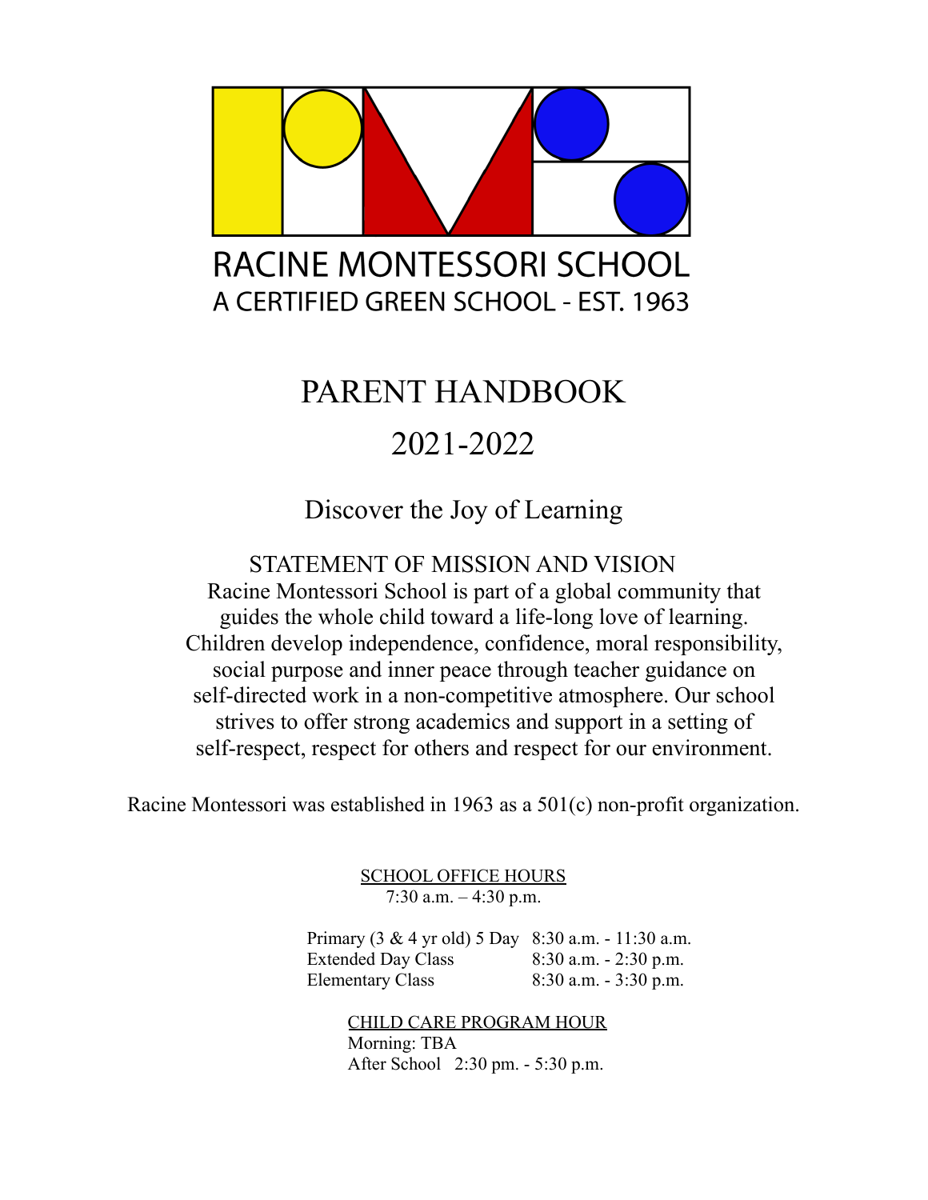# RACINE MONTESSORI SCHOOL

A CERTIFIED GREEN SCHOOL - EST. 1963

# PARENT HANDBOOK

# 2021-2022

## Discover the Joy of Learning

### STATEMENT OF MISSION AND VISION

Racine Montessori School is part of a global community that guides the whole child toward a life-long love of learning. Children develop independence, confidence, moral responsibility, social purpose and inner peace through teacher guidance on self-directed work in a non-competitive atmosphere. Our school strives to offer strong academics and support in a setting of self-respect, respect for others and respect for our environment.

Racine Montessori was established in 1963 as a 501(c) non-profit organization.

<u>SCHOOL OFFICE HOURS</u>

7:30 a.m. – 4:30 p.m.

| | |
|---|---|
| Primary (3 & 4 yr old) 5 Day | 8:30 a.m. - 11:30 a.m. |
| Extended Day Class | 8:30 a.m. - 2:30 p.m. |
| Elementary Class | 8:30 a.m. - 3:30 p.m. |

<u>CHILD CARE PROGRAM HOUR</u>

Morning: TBA

After School 2:30 pm. - 5:30 p.m.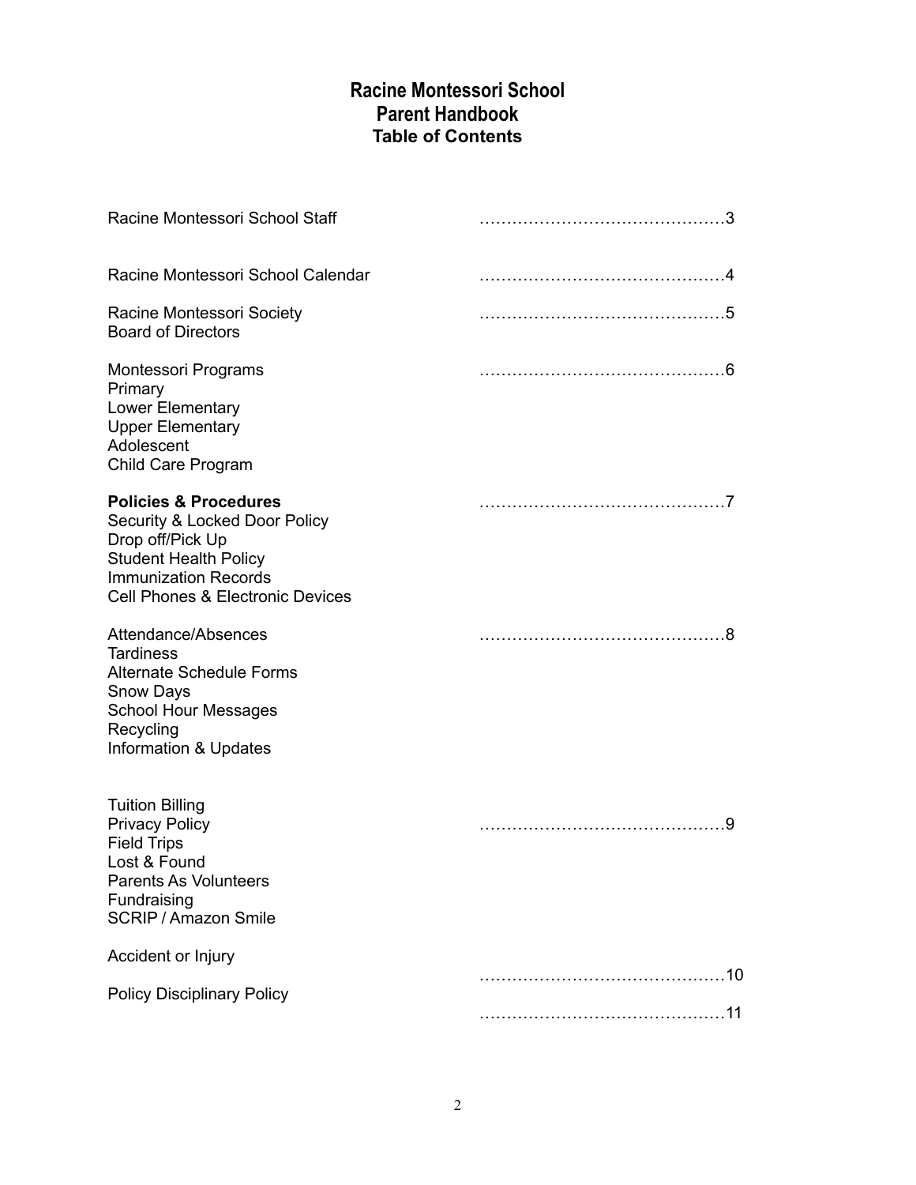# Racine Montessori School
## Parent Handbook
### Table of Contents

| | |
|---|---|
| Racine Montessori School Staff | …………………………………………3 |
| Racine Montessori School Calendar | …………………………………………4 |
| Racine Montessori Society<br>Board of Directors | …………………………………………5 |
| Montessori Programs<br>Primary<br>Lower Elementary<br>Upper Elementary<br>Adolescent<br>Child Care Program | …………………………………………6 |
| **Policies & Procedures**<br>Security & Locked Door Policy<br>Drop off/Pick Up<br>Student Health Policy<br>Immunization Records<br>Cell Phones & Electronic Devices | …………………………………………7 |
| Attendance/Absences<br>Tardiness<br>Alternate Schedule Forms<br>Snow Days<br>School Hour Messages<br>Recycling<br>Information & Updates | …………………………………………8 |
| Tuition Billing<br>Privacy Policy<br>Field Trips<br>Lost & Found<br>Parents As Volunteers<br>Fundraising<br>SCRIP / Amazon Smile | …………………………………………9 |
| Accident or Injury | …………………………………………10 |
| Policy Disciplinary Policy | …………………………………………11 |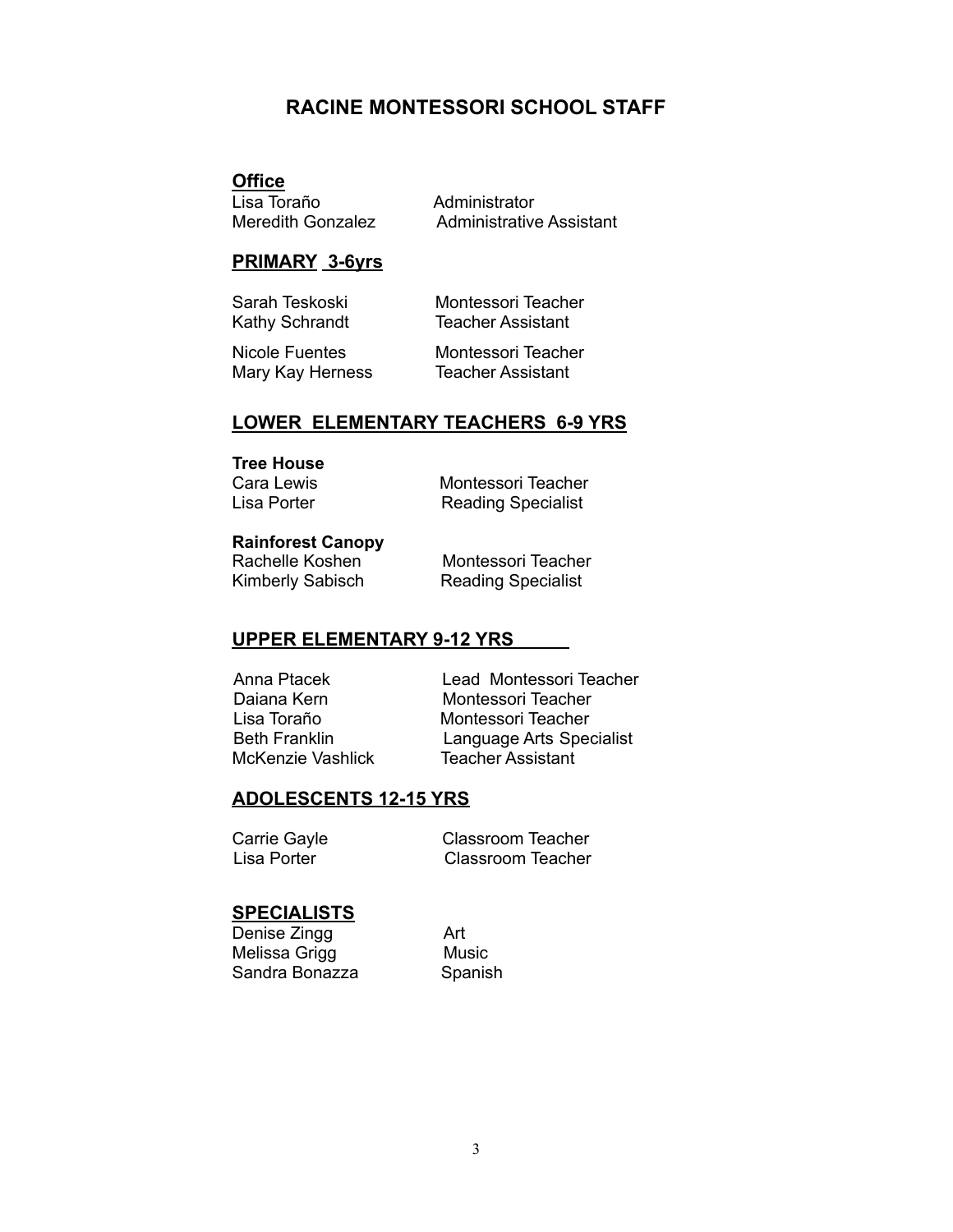# RACINE MONTESSORI SCHOOL STAFF

## Office

| | |
|---|---|
| Lisa Toraño | Administrator |
| Meredith Gonzalez | Administrative Assistant |

## PRIMARY 3-6yrs

| | |
|---|---|
| Sarah Teskoski | Montessori Teacher |
| Kathy Schrandt | Teacher Assistant |
| Nicole Fuentes | Montessori Teacher |
| Mary Kay Herness | Teacher Assistant |

## LOWER ELEMENTARY TEACHERS 6-9 YRS

### Tree House

| | |
|---|---|
| Cara Lewis | Montessori Teacher |
| Lisa Porter | Reading Specialist |

### Rainforest Canopy

| | |
|---|---|
| Rachelle Koshen | Montessori Teacher |
| Kimberly Sabisch | Reading Specialist |

## UPPER ELEMENTARY 9-12 YRS

| | |
|---|---|
| Anna Ptacek | Lead Montessori Teacher |
| Daiana Kern | Montessori Teacher |
| Lisa Toraño | Montessori Teacher |
| Beth Franklin | Language Arts Specialist |
| McKenzie Vashlick | Teacher Assistant |

## ADOLESCENTS 12-15 YRS

| | |
|---|---|
| Carrie Gayle | Classroom Teacher |
| Lisa Porter | Classroom Teacher |

## SPECIALISTS

| | |
|---|---|
| Denise Zingg | Art |
| Melissa Grigg | Music |
| Sandra Bonazza | Spanish |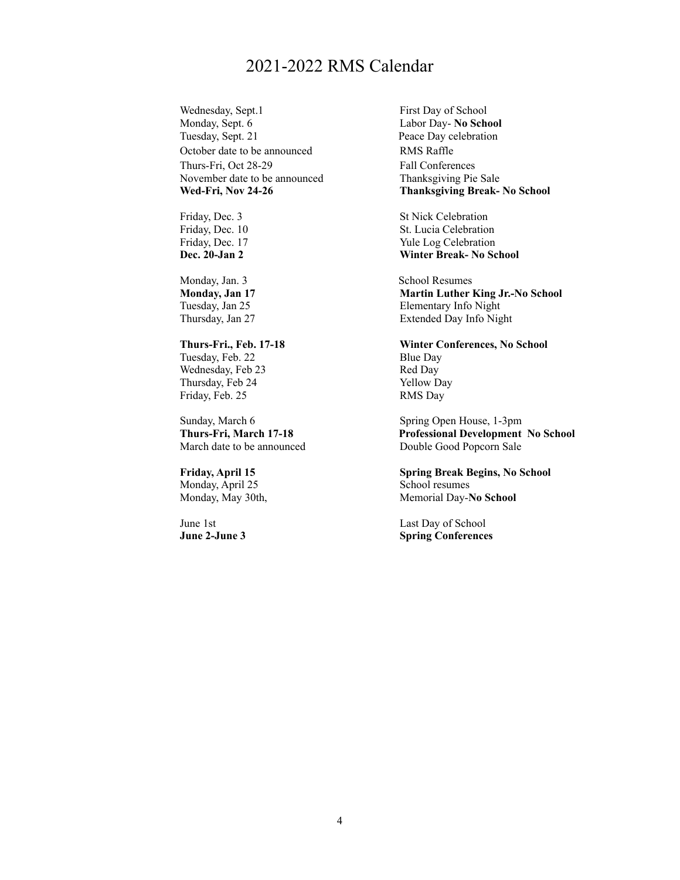# 2021-2022 RMS Calendar

| | |
|---|---|
| Wednesday, Sept.1 | First Day of School |
| Monday, Sept. 6 | Labor Day- **No School** |
| Tuesday, Sept. 21 | Peace Day celebration |
| October date to be announced | RMS Raffle |
| Thurs-Fri, Oct 28-29 | Fall Conferences |
| November date to be announced | Thanksgiving Pie Sale |
| **Wed-Fri, Nov 24-26** | **Thanksgiving Break- No School** |
| | |
| Friday, Dec. 3 | St Nick Celebration |
| Friday, Dec. 10 | St. Lucia Celebration |
| Friday, Dec. 17 | Yule Log Celebration |
| **Dec. 20-Jan 2** | **Winter Break- No School** |
| | |
| Monday, Jan. 3 | School Resumes |
| **Monday, Jan 17** | **Martin Luther King Jr.-No School** |
| Tuesday, Jan 25 | Elementary Info Night |
| Thursday, Jan 27 | Extended Day Info Night |
| | |
| **Thurs-Fri., Feb. 17-18** | **Winter Conferences, No School** |
| Tuesday, Feb. 22 | Blue Day |
| Wednesday, Feb 23 | Red Day |
| Thursday, Feb 24 | Yellow Day |
| Friday, Feb. 25 | RMS Day |
| | |
| Sunday, March 6 | Spring Open House, 1-3pm |
| **Thurs-Fri, March 17-18** | **Professional Development No School** |
| March date to be announced | Double Good Popcorn Sale |
| | |
| **Friday, April 15** | **Spring Break Begins, No School** |
| Monday, April 25 | School resumes |
| Monday, May 30th, | Memorial Day-**No School** |
| | |
| June 1st | Last Day of School |
| **June 2-June 3** | **Spring Conferences** |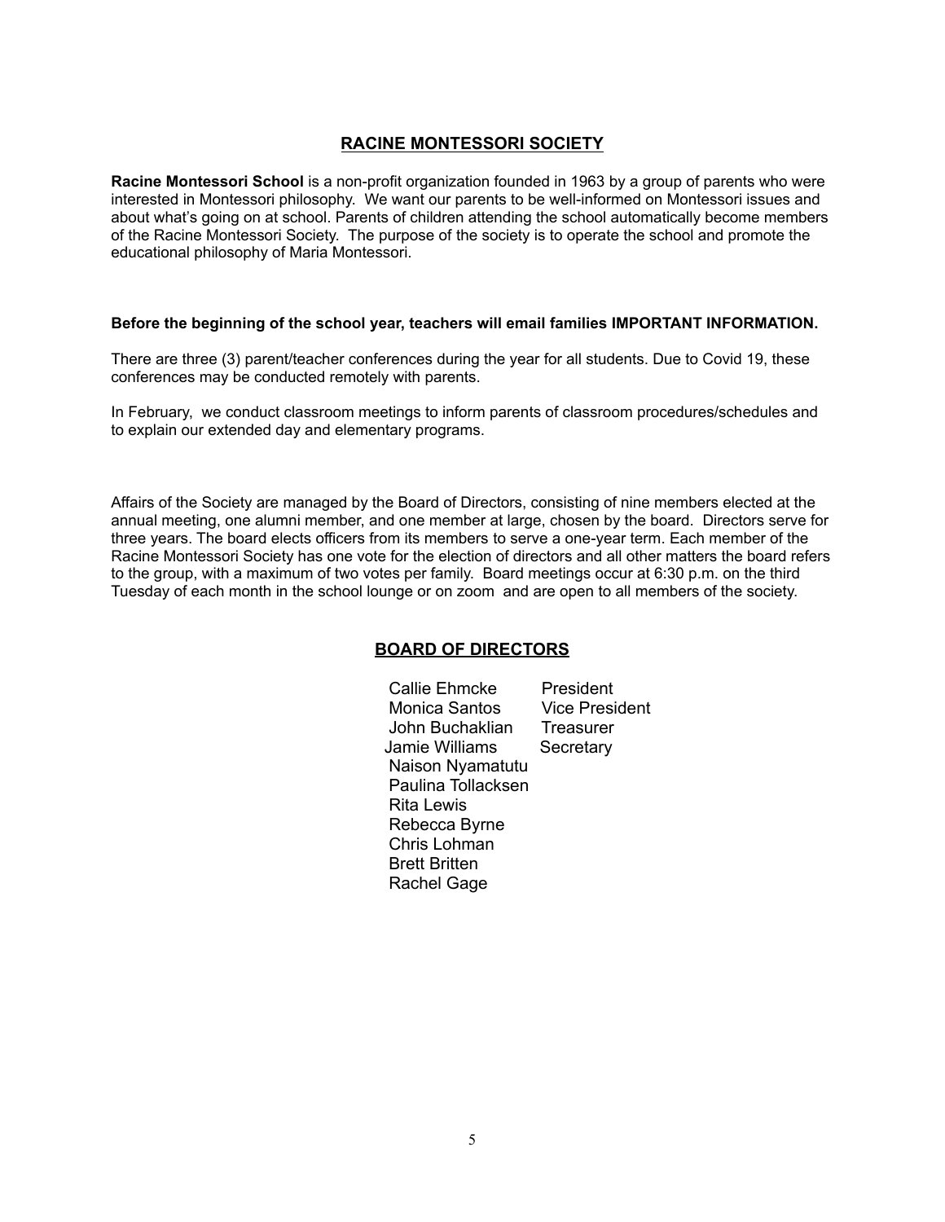## RACINE MONTESSORI SOCIETY

**Racine Montessori School** is a non-profit organization founded in 1963 by a group of parents who were interested in Montessori philosophy. We want our parents to be well-informed on Montessori issues and about what's going on at school. Parents of children attending the school automatically become members of the Racine Montessori Society. The purpose of the society is to operate the school and promote the educational philosophy of Maria Montessori.

**Before the beginning of the school year, teachers will email families IMPORTANT INFORMATION.**

There are three (3) parent/teacher conferences during the year for all students. Due to Covid 19, these conferences may be conducted remotely with parents.

In February, we conduct classroom meetings to inform parents of classroom procedures/schedules and to explain our extended day and elementary programs.

Affairs of the Society are managed by the Board of Directors, consisting of nine members elected at the annual meeting, one alumni member, and one member at large, chosen by the board. Directors serve for three years. The board elects officers from its members to serve a one-year term. Each member of the Racine Montessori Society has one vote for the election of directors and all other matters the board refers to the group, with a maximum of two votes per family. Board meetings occur at 6:30 p.m. on the third Tuesday of each month in the school lounge or on zoom and are open to all members of the society.

## BOARD OF DIRECTORS

| | |
|---|---|
| Callie Ehmcke | President |
| Monica Santos | Vice President |
| John Buchaklian | Treasurer |
| Jamie Williams | Secretary |
| Naison Nyamatutu | |
| Paulina Tollacksen | |
| Rita Lewis | |
| Rebecca Byrne | |
| Chris Lohman | |
| Brett Britten | |
| Rachel Gage | |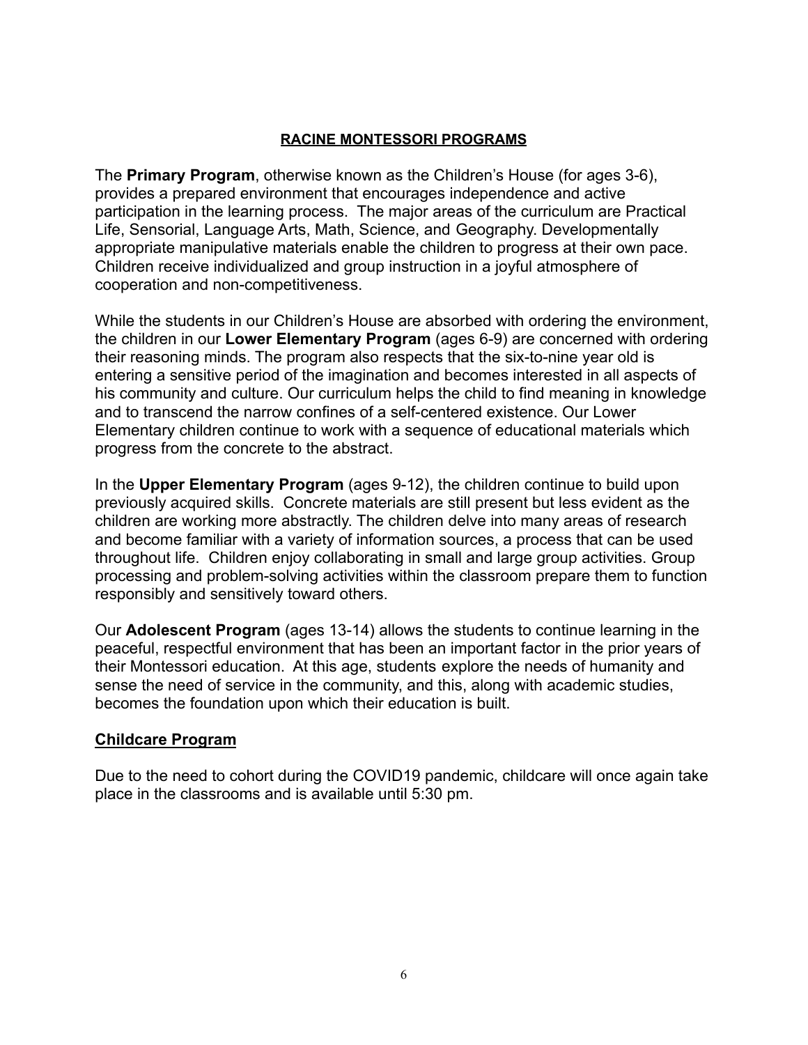## RACINE MONTESSORI PROGRAMS

The **Primary Program**, otherwise known as the Children's House (for ages 3-6), provides a prepared environment that encourages independence and active participation in the learning process. The major areas of the curriculum are Practical Life, Sensorial, Language Arts, Math, Science, and Geography. Developmentally appropriate manipulative materials enable the children to progress at their own pace. Children receive individualized and group instruction in a joyful atmosphere of cooperation and non-competitiveness.

While the students in our Children's House are absorbed with ordering the environment, the children in our **Lower Elementary Program** (ages 6-9) are concerned with ordering their reasoning minds. The program also respects that the six-to-nine year old is entering a sensitive period of the imagination and becomes interested in all aspects of his community and culture. Our curriculum helps the child to find meaning in knowledge and to transcend the narrow confines of a self-centered existence. Our Lower Elementary children continue to work with a sequence of educational materials which progress from the concrete to the abstract.

In the **Upper Elementary Program** (ages 9-12), the children continue to build upon previously acquired skills. Concrete materials are still present but less evident as the children are working more abstractly. The children delve into many areas of research and become familiar with a variety of information sources, a process that can be used throughout life. Children enjoy collaborating in small and large group activities. Group processing and problem-solving activities within the classroom prepare them to function responsibly and sensitively toward others.

Our **Adolescent Program** (ages 13-14) allows the students to continue learning in the peaceful, respectful environment that has been an important factor in the prior years of their Montessori education. At this age, students explore the needs of humanity and sense the need of service in the community, and this, along with academic studies, becomes the foundation upon which their education is built.

## Childcare Program

Due to the need to cohort during the COVID19 pandemic, childcare will once again take place in the classrooms and is available until 5:30 pm.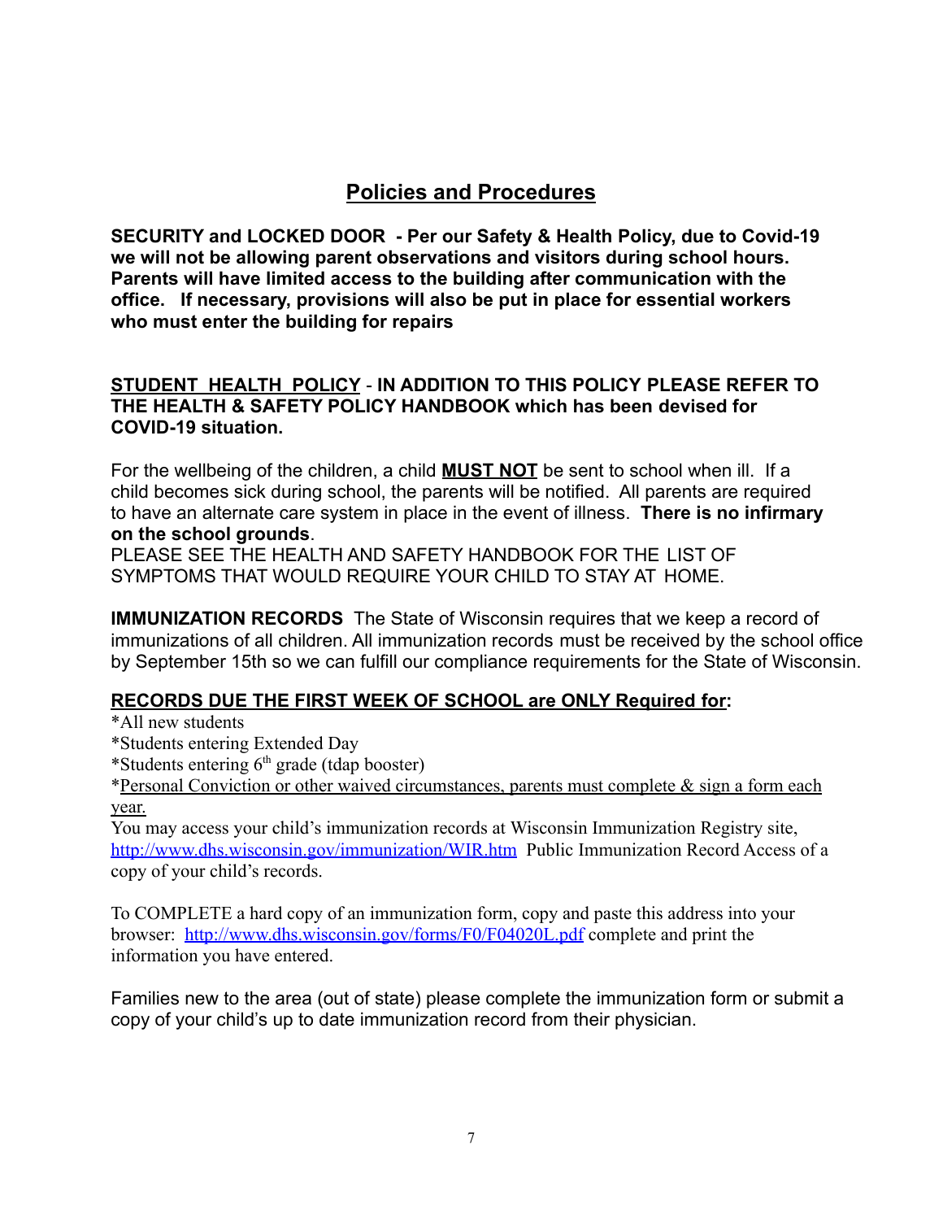# Policies and Procedures

**SECURITY and LOCKED DOOR - Per our Safety & Health Policy, due to Covid-19 we will not be allowing parent observations and visitors during school hours. Parents will have limited access to the building after communication with the office. If necessary, provisions will also be put in place for essential workers who must enter the building for repairs**

**STUDENT HEALTH POLICY** - **IN ADDITION TO THIS POLICY PLEASE REFER TO THE HEALTH & SAFETY POLICY HANDBOOK which has been devised for COVID-19 situation.**

For the wellbeing of the children, a child **MUST NOT** be sent to school when ill. If a child becomes sick during school, the parents will be notified. All parents are required to have an alternate care system in place in the event of illness. **There is no infirmary on the school grounds**.

PLEASE SEE THE HEALTH AND SAFETY HANDBOOK FOR THE LIST OF SYMPTOMS THAT WOULD REQUIRE YOUR CHILD TO STAY AT HOME.

**IMMUNIZATION RECORDS** The State of Wisconsin requires that we keep a record of immunizations of all children. All immunization records must be received by the school office by September 15th so we can fulfill our compliance requirements for the State of Wisconsin.

**RECORDS DUE THE FIRST WEEK OF SCHOOL are ONLY Required for:**

*All new students

*Students entering Extended Day

*Students entering 6th grade (tdap booster)

*Personal Conviction or other waived circumstances, parents must complete & sign a form each year.

You may access your child's immunization records at Wisconsin Immunization Registry site, http://www.dhs.wisconsin.gov/immunization/WIR.htm Public Immunization Record Access of a copy of your child's records.

To COMPLETE a hard copy of an immunization form, copy and paste this address into your browser: http://www.dhs.wisconsin.gov/forms/F0/F04020L.pdf complete and print the information you have entered.

Families new to the area (out of state) please complete the immunization form or submit a copy of your child's up to date immunization record from their physician.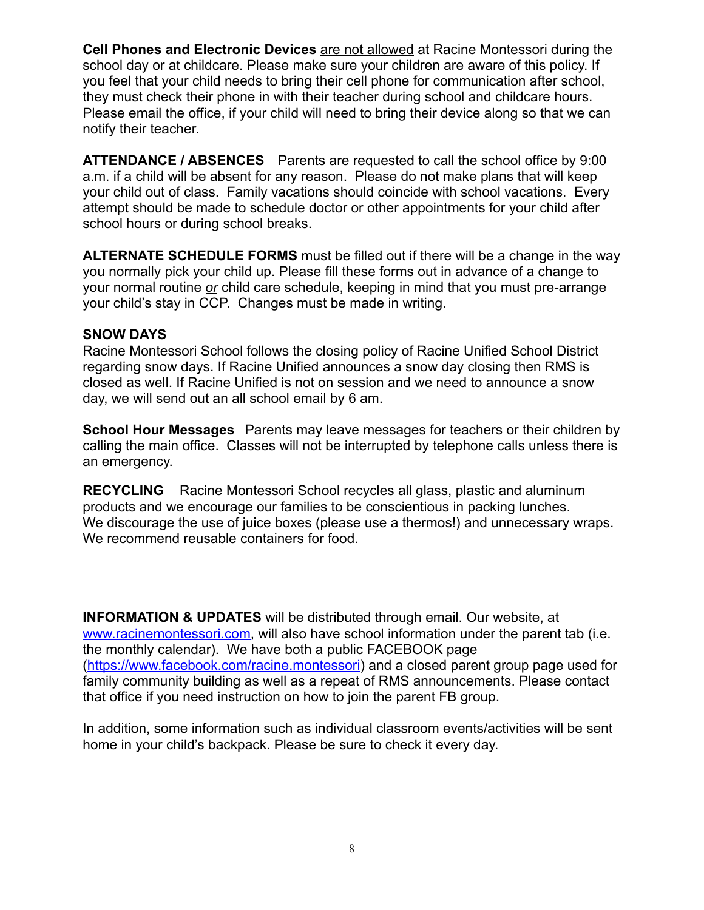**Cell Phones and Electronic Devices** are not allowed at Racine Montessori during the school day or at childcare. Please make sure your children are aware of this policy. If you feel that your child needs to bring their cell phone for communication after school, they must check their phone in with their teacher during school and childcare hours. Please email the office, if your child will need to bring their device along so that we can notify their teacher.

**ATTENDANCE / ABSENCES** Parents are requested to call the school office by 9:00 a.m. if a child will be absent for any reason. Please do not make plans that will keep your child out of class. Family vacations should coincide with school vacations. Every attempt should be made to schedule doctor or other appointments for your child after school hours or during school breaks.

**ALTERNATE SCHEDULE FORMS** must be filled out if there will be a change in the way you normally pick your child up. Please fill these forms out in advance of a change to your normal routine ***or*** child care schedule, keeping in mind that you must pre-arrange your child's stay in CCP. Changes must be made in writing.

**SNOW DAYS**

Racine Montessori School follows the closing policy of Racine Unified School District regarding snow days. If Racine Unified announces a snow day closing then RMS is closed as well. If Racine Unified is not on session and we need to announce a snow day, we will send out an all school email by 6 am.

**School Hour Messages** Parents may leave messages for teachers or their children by calling the main office. Classes will not be interrupted by telephone calls unless there is an emergency.

**RECYCLING** Racine Montessori School recycles all glass, plastic and aluminum products and we encourage our families to be conscientious in packing lunches. We discourage the use of juice boxes (please use a thermos!) and unnecessary wraps. We recommend reusable containers for food.

**INFORMATION & UPDATES** will be distributed through email. Our website, at www.racinemontessori.com, will also have school information under the parent tab (i.e. the monthly calendar). We have both a public FACEBOOK page (https://www.facebook.com/racine.montessori) and a closed parent group page used for family community building as well as a repeat of RMS announcements. Please contact that office if you need instruction on how to join the parent FB group.

In addition, some information such as individual classroom events/activities will be sent home in your child's backpack. Please be sure to check it every day.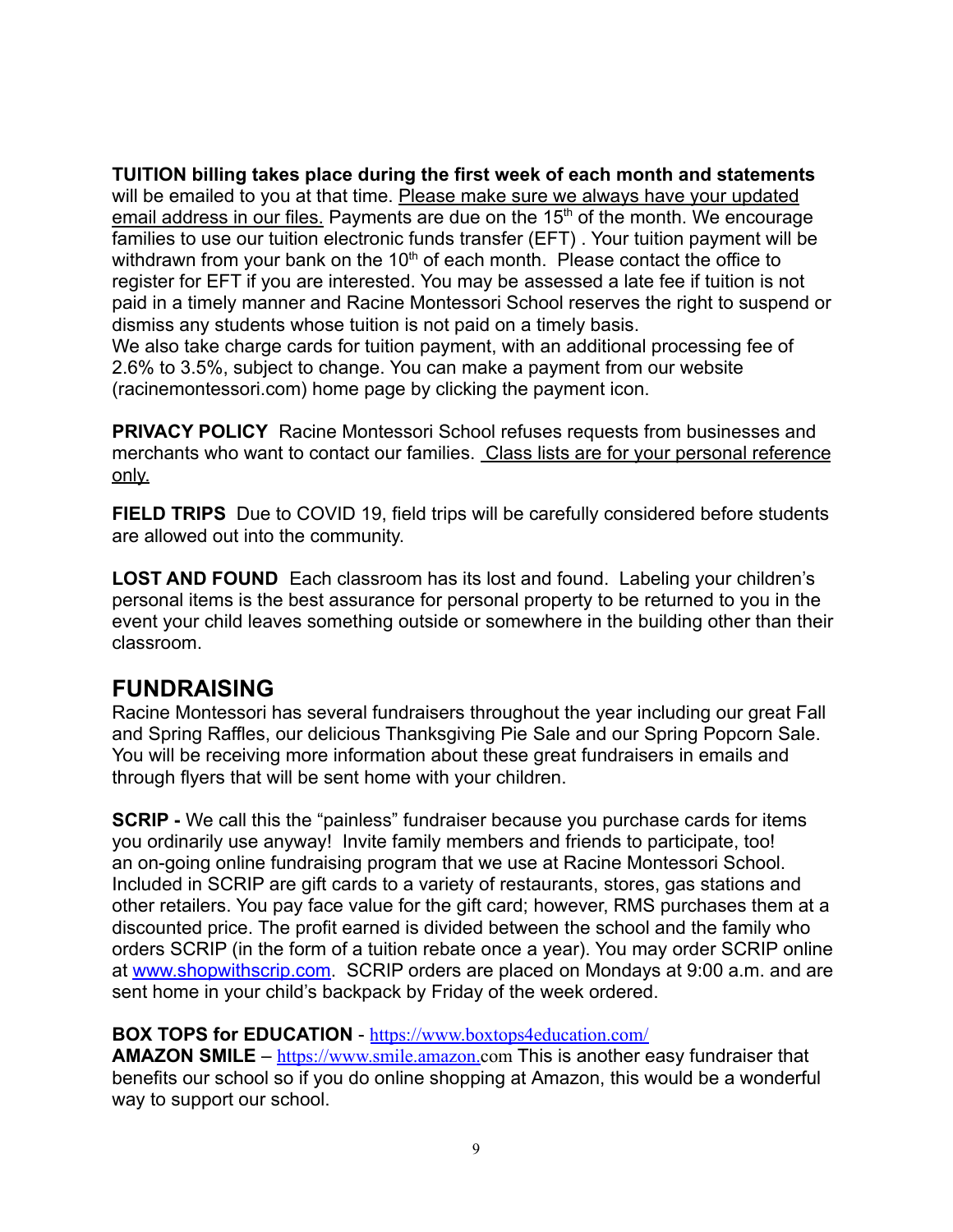**TUITION billing takes place during the first week of each month and statements** will be emailed to you at that time. Please make sure we always have your updated email address in our files. Payments are due on the 15th of the month. We encourage families to use our tuition electronic funds transfer (EFT) . Your tuition payment will be withdrawn from your bank on the 10th of each month. Please contact the office to register for EFT if you are interested. You may be assessed a late fee if tuition is not paid in a timely manner and Racine Montessori School reserves the right to suspend or dismiss any students whose tuition is not paid on a timely basis.
We also take charge cards for tuition payment, with an additional processing fee of 2.6% to 3.5%, subject to change. You can make a payment from our website (racinemontessori.com) home page by clicking the payment icon.

**PRIVACY POLICY** Racine Montessori School refuses requests from businesses and merchants who want to contact our families. Class lists are for your personal reference only.

**FIELD TRIPS** Due to COVID 19, field trips will be carefully considered before students are allowed out into the community.

**LOST AND FOUND** Each classroom has its lost and found. Labeling your children's personal items is the best assurance for personal property to be returned to you in the event your child leaves something outside or somewhere in the building other than their classroom.

## FUNDRAISING

Racine Montessori has several fundraisers throughout the year including our great Fall and Spring Raffles, our delicious Thanksgiving Pie Sale and our Spring Popcorn Sale. You will be receiving more information about these great fundraisers in emails and through flyers that will be sent home with your children.

**SCRIP -** We call this the "painless" fundraiser because you purchase cards for items you ordinarily use anyway! Invite family members and friends to participate, too! an on-going online fundraising program that we use at Racine Montessori School. Included in SCRIP are gift cards to a variety of restaurants, stores, gas stations and other retailers. You pay face value for the gift card; however, RMS purchases them at a discounted price. The profit earned is divided between the school and the family who orders SCRIP (in the form of a tuition rebate once a year). You may order SCRIP online at www.shopwithscrip.com. SCRIP orders are placed on Mondays at 9:00 a.m. and are sent home in your child's backpack by Friday of the week ordered.

**BOX TOPS for EDUCATION** - https://www.boxtops4education.com/
**AMAZON SMILE** – https://www.smile.amazon.com This is another easy fundraiser that benefits our school so if you do online shopping at Amazon, this would be a wonderful way to support our school.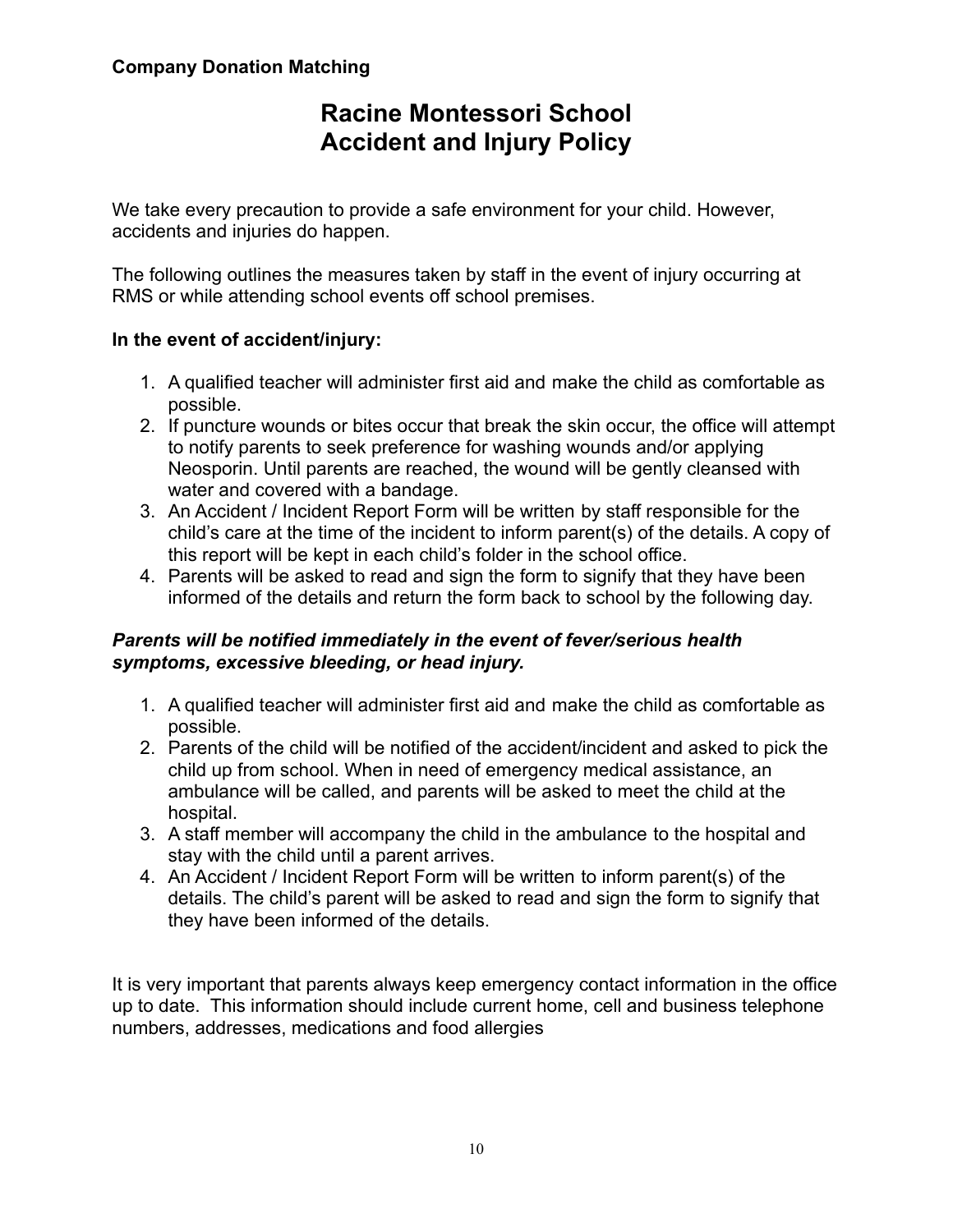**Company Donation Matching**

# Racine Montessori School
# Accident and Injury Policy

We take every precaution to provide a safe environment for your child. However, accidents and injuries do happen.

The following outlines the measures taken by staff in the event of injury occurring at RMS or while attending school events off school premises.

**In the event of accident/injury:**

1. A qualified teacher will administer first aid and make the child as comfortable as possible.
2. If puncture wounds or bites occur that break the skin occur, the office will attempt to notify parents to seek preference for washing wounds and/or applying Neosporin. Until parents are reached, the wound will be gently cleansed with water and covered with a bandage.
3. An Accident / Incident Report Form will be written by staff responsible for the child's care at the time of the incident to inform parent(s) of the details. A copy of this report will be kept in each child's folder in the school office.
4. Parents will be asked to read and sign the form to signify that they have been informed of the details and return the form back to school by the following day.

***Parents will be notified immediately in the event of fever/serious health symptoms, excessive bleeding, or head injury.***

1. A qualified teacher will administer first aid and make the child as comfortable as possible.
2. Parents of the child will be notified of the accident/incident and asked to pick the child up from school. When in need of emergency medical assistance, an ambulance will be called, and parents will be asked to meet the child at the hospital.
3. A staff member will accompany the child in the ambulance to the hospital and stay with the child until a parent arrives.
4. An Accident / Incident Report Form will be written to inform parent(s) of the details. The child's parent will be asked to read and sign the form to signify that they have been informed of the details.

It is very important that parents always keep emergency contact information in the office up to date. This information should include current home, cell and business telephone numbers, addresses, medications and food allergies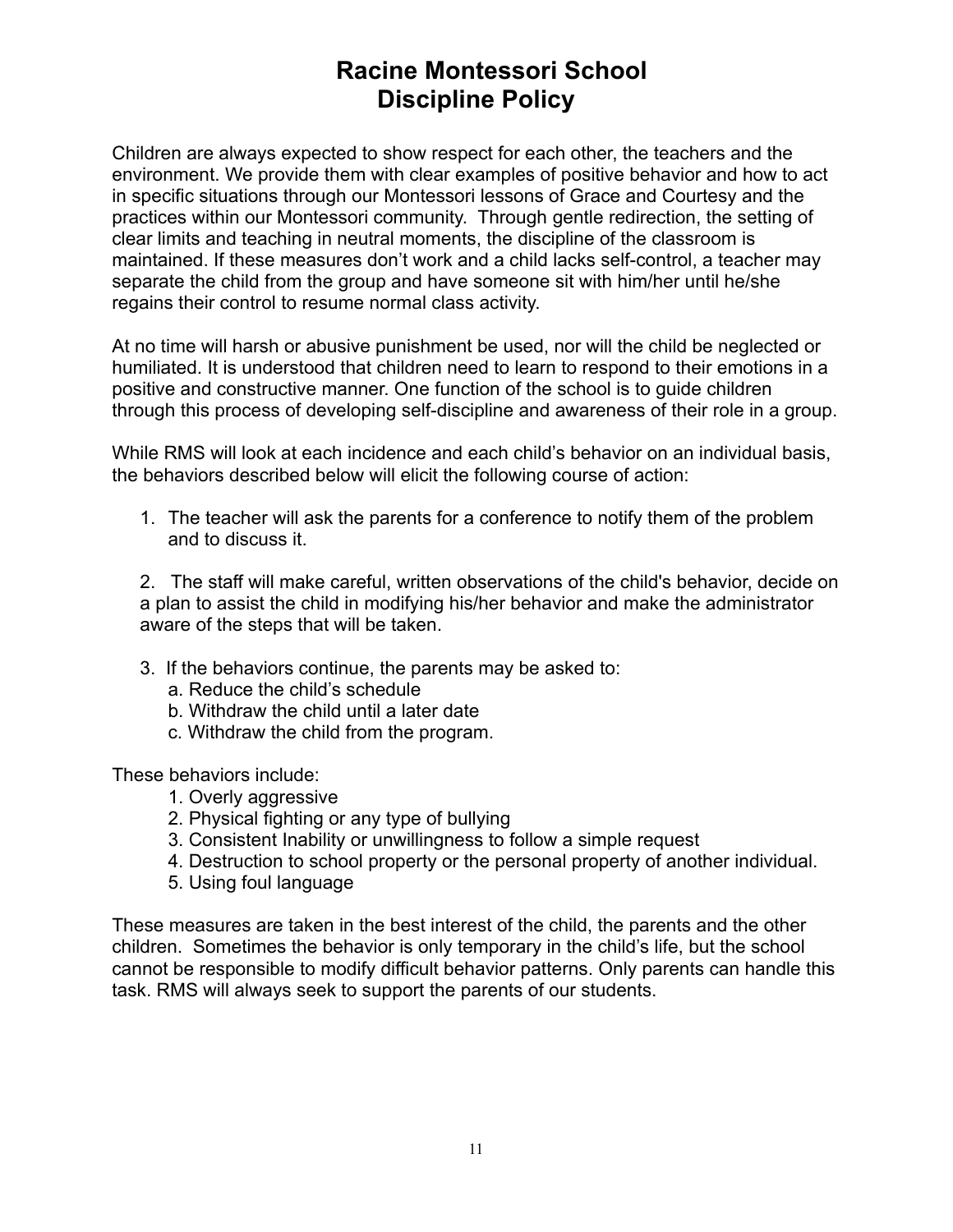# Racine Montessori School
# Discipline Policy

Children are always expected to show respect for each other, the teachers and the environment. We provide them with clear examples of positive behavior and how to act in specific situations through our Montessori lessons of Grace and Courtesy and the practices within our Montessori community. Through gentle redirection, the setting of clear limits and teaching in neutral moments, the discipline of the classroom is maintained. If these measures don't work and a child lacks self-control, a teacher may separate the child from the group and have someone sit with him/her until he/she regains their control to resume normal class activity.

At no time will harsh or abusive punishment be used, nor will the child be neglected or humiliated. It is understood that children need to learn to respond to their emotions in a positive and constructive manner. One function of the school is to guide children through this process of developing self-discipline and awareness of their role in a group.

While RMS will look at each incidence and each child's behavior on an individual basis, the behaviors described below will elicit the following course of action:

1. The teacher will ask the parents for a conference to notify them of the problem and to discuss it.

2. The staff will make careful, written observations of the child's behavior, decide on a plan to assist the child in modifying his/her behavior and make the administrator aware of the steps that will be taken.

3. If the behaviors continue, the parents may be asked to:
   a. Reduce the child's schedule
   b. Withdraw the child until a later date
   c. Withdraw the child from the program.

These behaviors include:

1. Overly aggressive
2. Physical fighting or any type of bullying
3. Consistent Inability or unwillingness to follow a simple request
4. Destruction to school property or the personal property of another individual.
5. Using foul language

These measures are taken in the best interest of the child, the parents and the other children. Sometimes the behavior is only temporary in the child's life, but the school cannot be responsible to modify difficult behavior patterns. Only parents can handle this task. RMS will always seek to support the parents of our students.